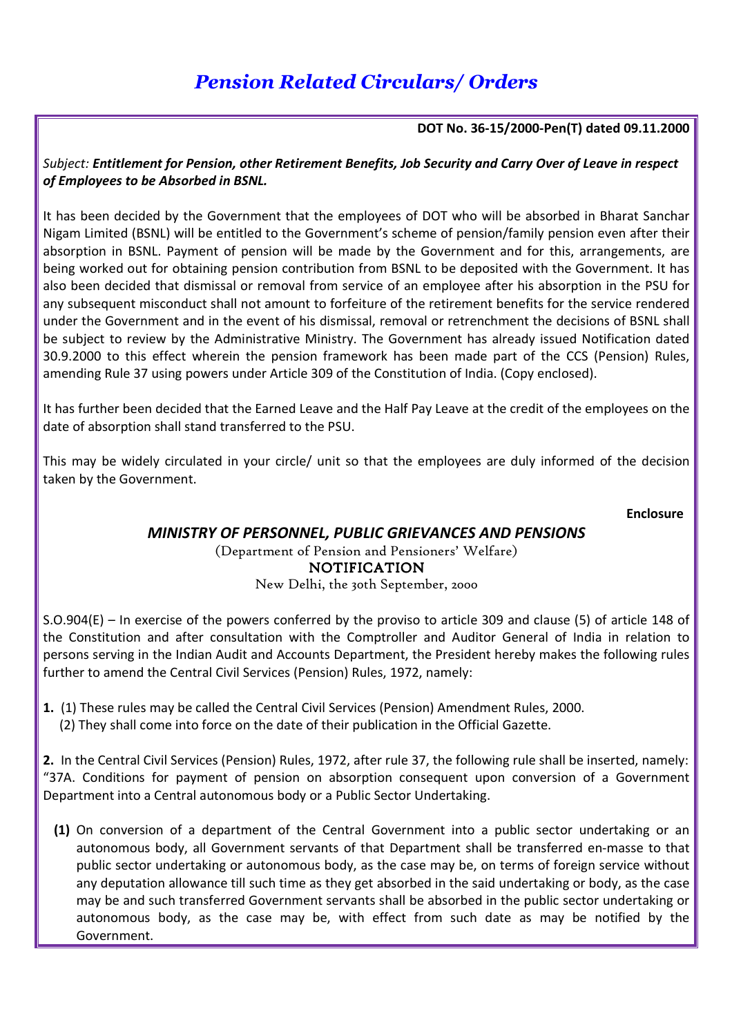# *Pension Related Circulars/ Orders*

**DOT No. 36-15/2000-Pen(T) dated 09.11.2000**

*Subject: **Entitlement for Pension, other Retirement Benefits, Job Security and Carry Over of Leave in respect of Employees to be Absorbed in BSNL.***

It has been decided by the Government that the employees of DOT who will be absorbed in Bharat Sanchar Nigam Limited (BSNL) will be entitled to the Government's scheme of pension/family pension even after their absorption in BSNL. Payment of pension will be made by the Government and for this, arrangements, are being worked out for obtaining pension contribution from BSNL to be deposited with the Government. It has also been decided that dismissal or removal from service of an employee after his absorption in the PSU for any subsequent misconduct shall not amount to forfeiture of the retirement benefits for the service rendered under the Government and in the event of his dismissal, removal or retrenchment the decisions of BSNL shall be subject to review by the Administrative Ministry. The Government has already issued Notification dated 30.9.2000 to this effect wherein the pension framework has been made part of the CCS (Pension) Rules, amending Rule 37 using powers under Article 309 of the Constitution of India. (Copy enclosed).

It has further been decided that the Earned Leave and the Half Pay Leave at the credit of the employees on the date of absorption shall stand transferred to the PSU.

This may be widely circulated in your circle/ unit so that the employees are duly informed of the decision taken by the Government.

**Enclosure**

## *MINISTRY OF PERSONNEL, PUBLIC GRIEVANCES AND PENSIONS*

(Department of Pension and Pensioners' Welfare)

NOTIFICATION

New Delhi, the 30th September, 2000

S.O.904(E) – In exercise of the powers conferred by the proviso to article 309 and clause (5) of article 148 of the Constitution and after consultation with the Comptroller and Auditor General of India in relation to persons serving in the Indian Audit and Accounts Department, the President hereby makes the following rules further to amend the Central Civil Services (Pension) Rules, 1972, namely:

**1.** (1) These rules may be called the Central Civil Services (Pension) Amendment Rules, 2000.
(2) They shall come into force on the date of their publication in the Official Gazette.

**2.** In the Central Civil Services (Pension) Rules, 1972, after rule 37, the following rule shall be inserted, namely: "37A. Conditions for payment of pension on absorption consequent upon conversion of a Government Department into a Central autonomous body or a Public Sector Undertaking.

**(1)** On conversion of a department of the Central Government into a public sector undertaking or an autonomous body, all Government servants of that Department shall be transferred en-masse to that public sector undertaking or autonomous body, as the case may be, on terms of foreign service without any deputation allowance till such time as they get absorbed in the said undertaking or body, as the case may be and such transferred Government servants shall be absorbed in the public sector undertaking or autonomous body, as the case may be, with effect from such date as may be notified by the Government.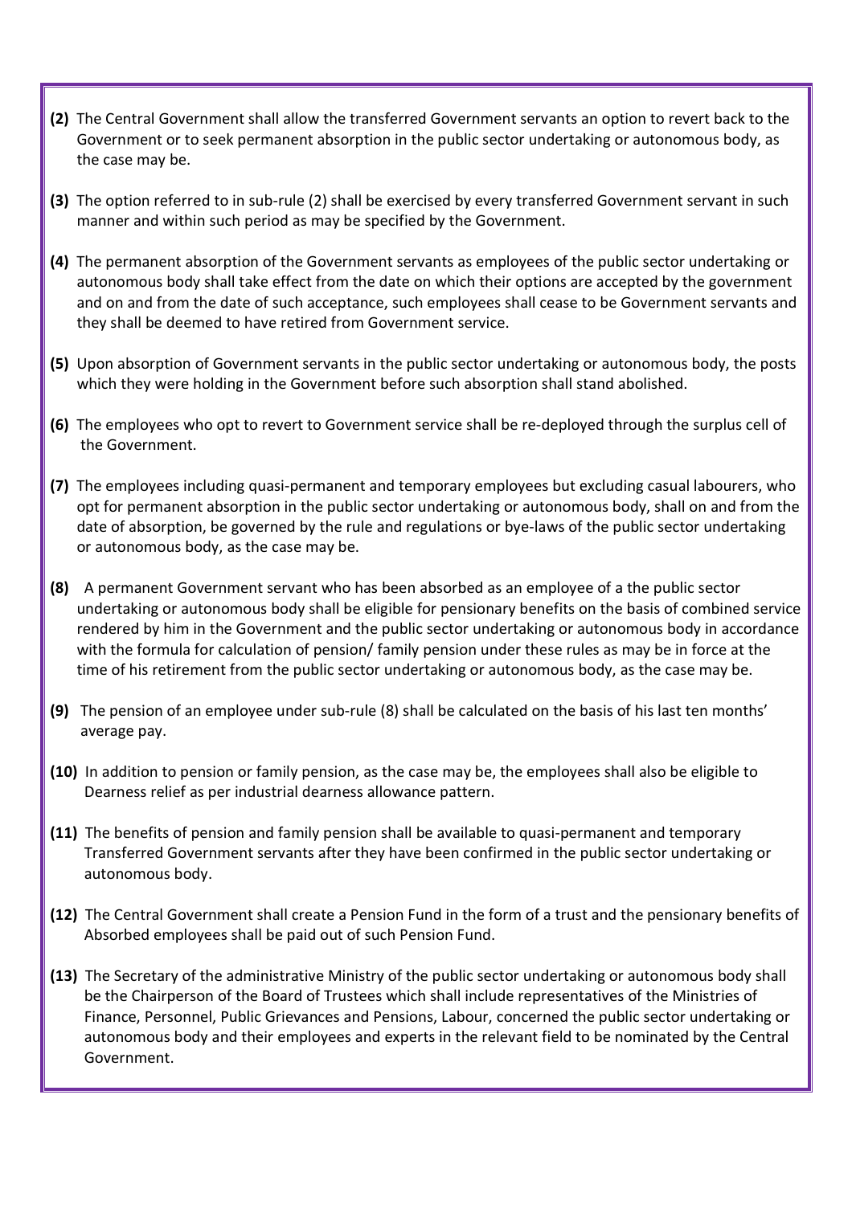**(2)** The Central Government shall allow the transferred Government servants an option to revert back to the Government or to seek permanent absorption in the public sector undertaking or autonomous body, as the case may be.

**(3)** The option referred to in sub-rule (2) shall be exercised by every transferred Government servant in such manner and within such period as may be specified by the Government.

**(4)** The permanent absorption of the Government servants as employees of the public sector undertaking or autonomous body shall take effect from the date on which their options are accepted by the government and on and from the date of such acceptance, such employees shall cease to be Government servants and they shall be deemed to have retired from Government service.

**(5)** Upon absorption of Government servants in the public sector undertaking or autonomous body, the posts which they were holding in the Government before such absorption shall stand abolished.

**(6)** The employees who opt to revert to Government service shall be re-deployed through the surplus cell of the Government.

**(7)** The employees including quasi-permanent and temporary employees but excluding casual labourers, who opt for permanent absorption in the public sector undertaking or autonomous body, shall on and from the date of absorption, be governed by the rule and regulations or bye-laws of the public sector undertaking or autonomous body, as the case may be.

**(8)** A permanent Government servant who has been absorbed as an employee of a the public sector undertaking or autonomous body shall be eligible for pensionary benefits on the basis of combined service rendered by him in the Government and the public sector undertaking or autonomous body in accordance with the formula for calculation of pension/ family pension under these rules as may be in force at the time of his retirement from the public sector undertaking or autonomous body, as the case may be.

**(9)** The pension of an employee under sub-rule (8) shall be calculated on the basis of his last ten months' average pay.

**(10)** In addition to pension or family pension, as the case may be, the employees shall also be eligible to Dearness relief as per industrial dearness allowance pattern.

**(11)** The benefits of pension and family pension shall be available to quasi-permanent and temporary Transferred Government servants after they have been confirmed in the public sector undertaking or autonomous body.

**(12)** The Central Government shall create a Pension Fund in the form of a trust and the pensionary benefits of Absorbed employees shall be paid out of such Pension Fund.

**(13)** The Secretary of the administrative Ministry of the public sector undertaking or autonomous body shall be the Chairperson of the Board of Trustees which shall include representatives of the Ministries of Finance, Personnel, Public Grievances and Pensions, Labour, concerned the public sector undertaking or autonomous body and their employees and experts in the relevant field to be nominated by the Central Government.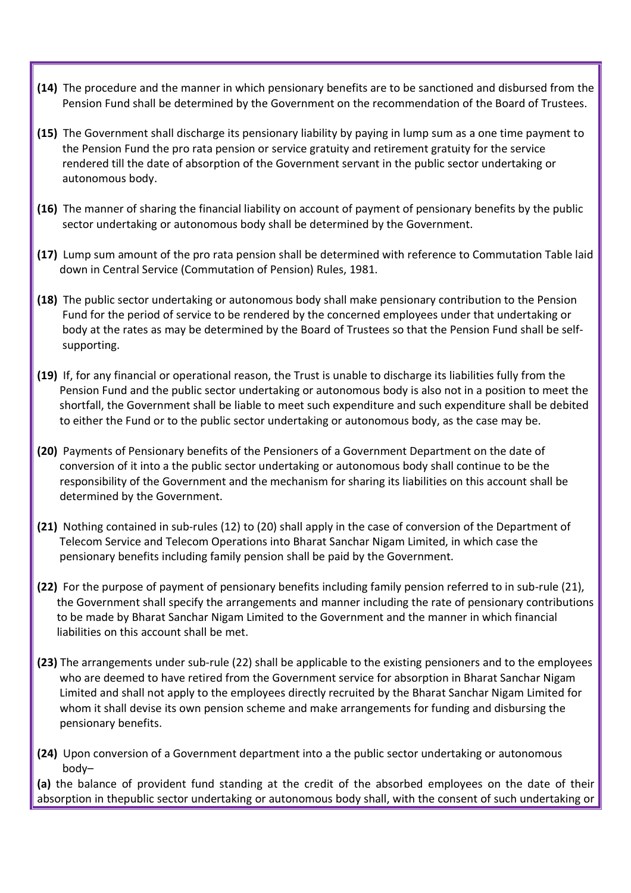**(14)** The procedure and the manner in which pensionary benefits are to be sanctioned and disbursed from the Pension Fund shall be determined by the Government on the recommendation of the Board of Trustees.

**(15)** The Government shall discharge its pensionary liability by paying in lump sum as a one time payment to the Pension Fund the pro rata pension or service gratuity and retirement gratuity for the service rendered till the date of absorption of the Government servant in the public sector undertaking or autonomous body.

**(16)** The manner of sharing the financial liability on account of payment of pensionary benefits by the public sector undertaking or autonomous body shall be determined by the Government.

**(17)** Lump sum amount of the pro rata pension shall be determined with reference to Commutation Table laid down in Central Service (Commutation of Pension) Rules, 1981.

**(18)** The public sector undertaking or autonomous body shall make pensionary contribution to the Pension Fund for the period of service to be rendered by the concerned employees under that undertaking or body at the rates as may be determined by the Board of Trustees so that the Pension Fund shall be self-supporting.

**(19)** If, for any financial or operational reason, the Trust is unable to discharge its liabilities fully from the Pension Fund and the public sector undertaking or autonomous body is also not in a position to meet the shortfall, the Government shall be liable to meet such expenditure and such expenditure shall be debited to either the Fund or to the public sector undertaking or autonomous body, as the case may be.

**(20)** Payments of Pensionary benefits of the Pensioners of a Government Department on the date of conversion of it into a the public sector undertaking or autonomous body shall continue to be the responsibility of the Government and the mechanism for sharing its liabilities on this account shall be determined by the Government.

**(21)** Nothing contained in sub-rules (12) to (20) shall apply in the case of conversion of the Department of Telecom Service and Telecom Operations into Bharat Sanchar Nigam Limited, in which case the pensionary benefits including family pension shall be paid by the Government.

**(22)** For the purpose of payment of pensionary benefits including family pension referred to in sub-rule (21), the Government shall specify the arrangements and manner including the rate of pensionary contributions to be made by Bharat Sanchar Nigam Limited to the Government and the manner in which financial liabilities on this account shall be met.

**(23)** The arrangements under sub-rule (22) shall be applicable to the existing pensioners and to the employees who are deemed to have retired from the Government service for absorption in Bharat Sanchar Nigam Limited and shall not apply to the employees directly recruited by the Bharat Sanchar Nigam Limited for whom it shall devise its own pension scheme and make arrangements for funding and disbursing the pensionary benefits.

**(24)** Upon conversion of a Government department into a the public sector undertaking or autonomous body–

**(a)** the balance of provident fund standing at the credit of the absorbed employees on the date of their absorption in thepublic sector undertaking or autonomous body shall, with the consent of such undertaking or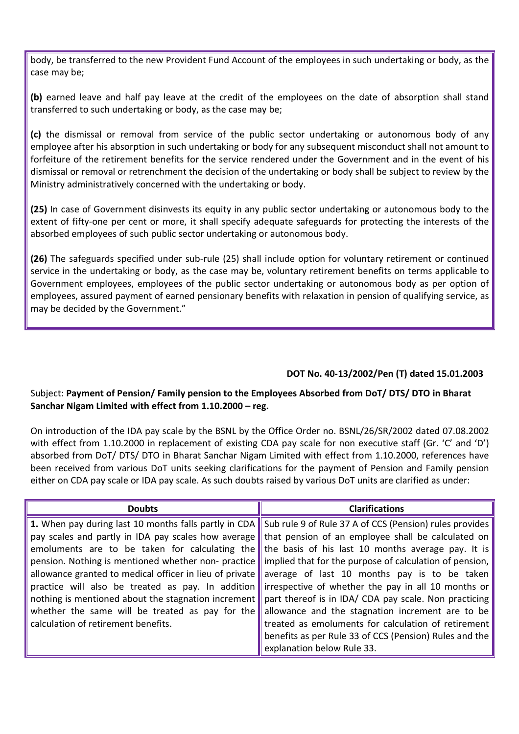body, be transferred to the new Provident Fund Account of the employees in such undertaking or body, as the case may be;

**(b)** earned leave and half pay leave at the credit of the employees on the date of absorption shall stand transferred to such undertaking or body, as the case may be;

**(c)** the dismissal or removal from service of the public sector undertaking or autonomous body of any employee after his absorption in such undertaking or body for any subsequent misconduct shall not amount to forfeiture of the retirement benefits for the service rendered under the Government and in the event of his dismissal or removal or retrenchment the decision of the undertaking or body shall be subject to review by the Ministry administratively concerned with the undertaking or body.

**(25)** In case of Government disinvests its equity in any public sector undertaking or autonomous body to the extent of fifty-one per cent or more, it shall specify adequate safeguards for protecting the interests of the absorbed employees of such public sector undertaking or autonomous body.

**(26)** The safeguards specified under sub-rule (25) shall include option for voluntary retirement or continued service in the undertaking or body, as the case may be, voluntary retirement benefits on terms applicable to Government employees, employees of the public sector undertaking or autonomous body as per option of employees, assured payment of earned pensionary benefits with relaxation in pension of qualifying service, as may be decided by the Government."

**DOT No. 40-13/2002/Pen (T) dated 15.01.2003**

Subject: **Payment of Pension/ Family pension to the Employees Absorbed from DoT/ DTS/ DTO in Bharat Sanchar Nigam Limited with effect from 1.10.2000 – reg.**

On introduction of the IDA pay scale by the BSNL by the Office Order no. BSNL/26/SR/2002 dated 07.08.2002 with effect from 1.10.2000 in replacement of existing CDA pay scale for non executive staff (Gr. 'C' and 'D') absorbed from DoT/ DTS/ DTO in Bharat Sanchar Nigam Limited with effect from 1.10.2000, references have been received from various DoT units seeking clarifications for the payment of Pension and Family pension either on CDA pay scale or IDA pay scale. As such doubts raised by various DoT units are clarified as under:

| Doubts | Clarifications |
|---|---|
| **1.** When pay during last 10 months falls partly in CDA pay scales and partly in IDA pay scales how average emoluments are to be taken for calculating the pension. Nothing is mentioned whether non- practice allowance granted to medical officer in lieu of private practice will also be treated as pay. In addition nothing is mentioned about the stagnation increment whether the same will be treated as pay for the calculation of retirement benefits. | Sub rule 9 of Rule 37 A of CCS (Pension) rules provides that pension of an employee shall be calculated on the basis of his last 10 months average pay. It is implied that for the purpose of calculation of pension, average of last 10 months pay is to be taken irrespective of whether the pay in all 10 months or part thereof is in IDA/ CDA pay scale. Non practicing allowance and the stagnation increment are to be treated as emoluments for calculation of retirement benefits as per Rule 33 of CCS (Pension) Rules and the explanation below Rule 33. |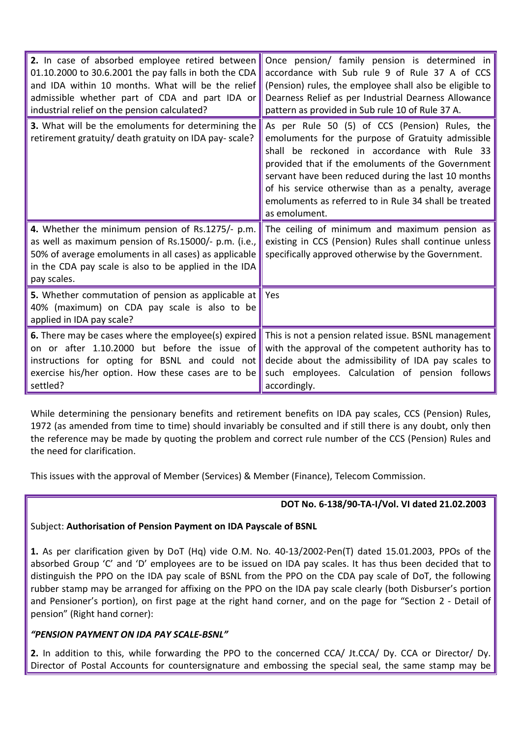| | |
|---|---|
| **2.** In case of absorbed employee retired between 01.10.2000 to 30.6.2001 the pay falls in both the CDA and IDA within 10 months. What will be the relief admissible whether part of CDA and part IDA or industrial relief on the pension calculated? | Once pension/ family pension is determined in accordance with Sub rule 9 of Rule 37 A of CCS (Pension) rules, the employee shall also be eligible to Dearness Relief as per Industrial Dearness Allowance pattern as provided in Sub rule 10 of Rule 37 A. |
| **3.** What will be the emoluments for determining the retirement gratuity/ death gratuity on IDA pay- scale? | As per Rule 50 (5) of CCS (Pension) Rules, the emoluments for the purpose of Gratuity admissible shall be reckoned in accordance with Rule 33 provided that if the emoluments of the Government servant have been reduced during the last 10 months of his service otherwise than as a penalty, average emoluments as referred to in Rule 34 shall be treated as emolument. |
| **4.** Whether the minimum pension of Rs.1275/- p.m. as well as maximum pension of Rs.15000/- p.m. (i.e., 50% of average emoluments in all cases) as applicable in the CDA pay scale is also to be applied in the IDA pay scales. | The ceiling of minimum and maximum pension as existing in CCS (Pension) Rules shall continue unless specifically approved otherwise by the Government. |
| **5.** Whether commutation of pension as applicable at 40% (maximum) on CDA pay scale is also to be applied in IDA pay scale? | Yes |
| **6.** There may be cases where the employee(s) expired on or after 1.10.2000 but before the issue of instructions for opting for BSNL and could not exercise his/her option. How these cases are to be settled? | This is not a pension related issue. BSNL management with the approval of the competent authority has to decide about the admissibility of IDA pay scales to such employees. Calculation of pension follows accordingly. |

While determining the pensionary benefits and retirement benefits on IDA pay scales, CCS (Pension) Rules, 1972 (as amended from time to time) should invariably be consulted and if still there is any doubt, only then the reference may be made by quoting the problem and correct rule number of the CCS (Pension) Rules and the need for clarification.

This issues with the approval of Member (Services) & Member (Finance), Telecom Commission.

**DOT No. 6-138/90-TA-I/Vol. VI dated 21.02.2003**

Subject: **Authorisation of Pension Payment on IDA Payscale of BSNL**

**1.** As per clarification given by DoT (Hq) vide O.M. No. 40-13/2002-Pen(T) dated 15.01.2003, PPOs of the absorbed Group 'C' and 'D' employees are to be issued on IDA pay scales. It has thus been decided that to distinguish the PPO on the IDA pay scale of BSNL from the PPO on the CDA pay scale of DoT, the following rubber stamp may be arranged for affixing on the PPO on the IDA pay scale clearly (both Disburser's portion and Pensioner's portion), on first page at the right hand corner, and on the page for "Section 2 - Detail of pension" (Right hand corner):

***"PENSION PAYMENT ON IDA PAY SCALE-BSNL"***

**2.** In addition to this, while forwarding the PPO to the concerned CCA/ Jt.CCA/ Dy. CCA or Director/ Dy. Director of Postal Accounts for countersignature and embossing the special seal, the same stamp may be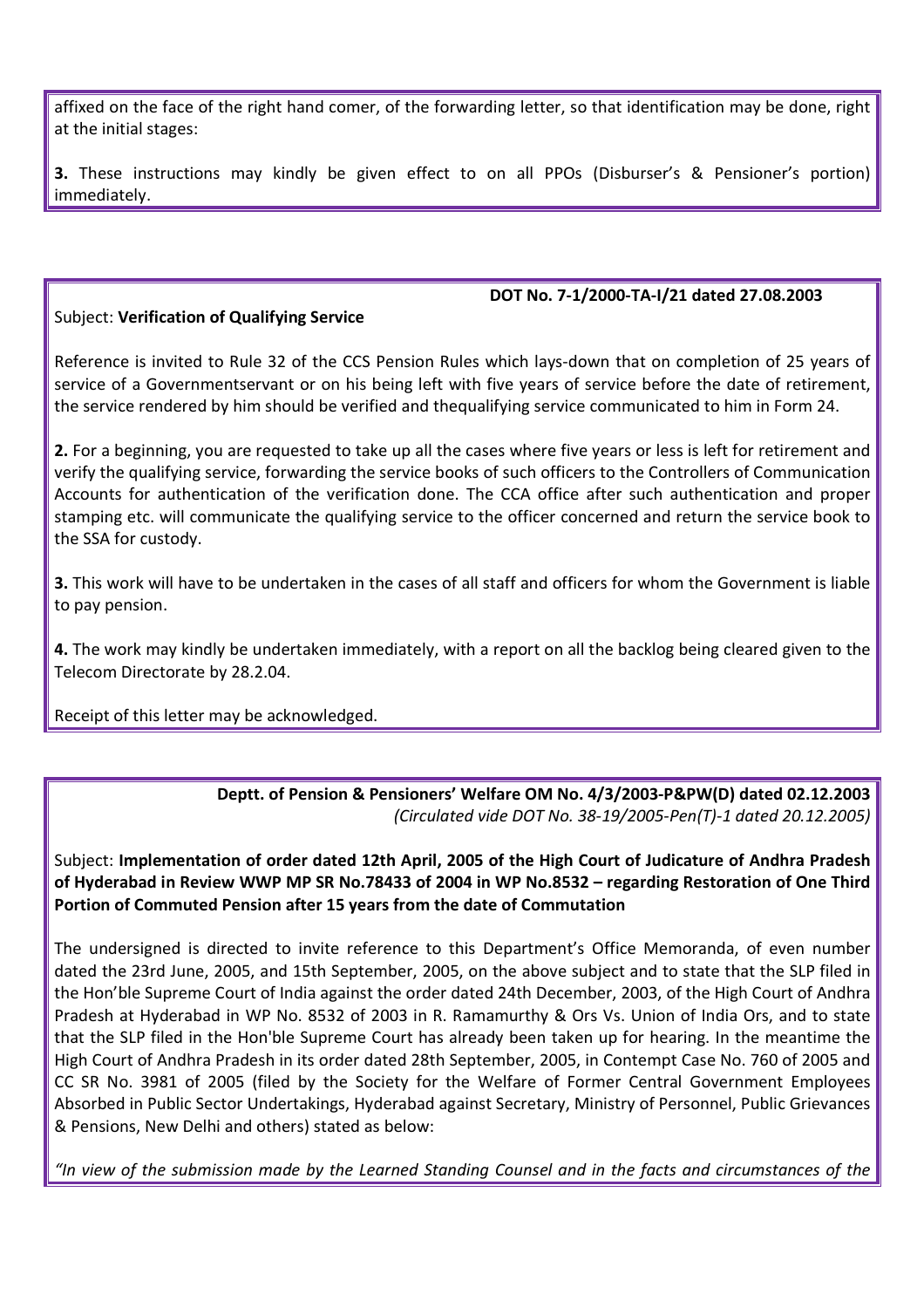affixed on the face of the right hand comer, of the forwarding letter, so that identification may be done, right at the initial stages:

**3.** These instructions may kindly be given effect to on all PPOs (Disburser's & Pensioner's portion) immediately.

**DOT No. 7-1/2000-TA-I/21 dated 27.08.2003**

Subject: **Verification of Qualifying Service**

Reference is invited to Rule 32 of the CCS Pension Rules which lays-down that on completion of 25 years of service of a Governmentservant or on his being left with five years of service before the date of retirement, the service rendered by him should be verified and thequalifying service communicated to him in Form 24.

**2.** For a beginning, you are requested to take up all the cases where five years or less is left for retirement and verify the qualifying service, forwarding the service books of such officers to the Controllers of Communication Accounts for authentication of the verification done. The CCA office after such authentication and proper stamping etc. will communicate the qualifying service to the officer concerned and return the service book to the SSA for custody.

**3.** This work will have to be undertaken in the cases of all staff and officers for whom the Government is liable to pay pension.

**4.** The work may kindly be undertaken immediately, with a report on all the backlog being cleared given to the Telecom Directorate by 28.2.04.

Receipt of this letter may be acknowledged.

**Deptt. of Pension & Pensioners' Welfare OM No. 4/3/2003-P&PW(D) dated 02.12.2003**
*(Circulated vide DOT No. 38-19/2005-Pen(T)-1 dated 20.12.2005)*

Subject: **Implementation of order dated 12th April, 2005 of the High Court of Judicature of Andhra Pradesh of Hyderabad in Review WWP MP SR No.78433 of 2004 in WP No.8532 – regarding Restoration of One Third Portion of Commuted Pension after 15 years from the date of Commutation**

The undersigned is directed to invite reference to this Department's Office Memoranda, of even number dated the 23rd June, 2005, and 15th September, 2005, on the above subject and to state that the SLP filed in the Hon'ble Supreme Court of India against the order dated 24th December, 2003, of the High Court of Andhra Pradesh at Hyderabad in WP No. 8532 of 2003 in R. Ramamurthy & Ors Vs. Union of India Ors, and to state that the SLP filed in the Hon'ble Supreme Court has already been taken up for hearing. In the meantime the High Court of Andhra Pradesh in its order dated 28th September, 2005, in Contempt Case No. 760 of 2005 and CC SR No. 3981 of 2005 (filed by the Society for the Welfare of Former Central Government Employees Absorbed in Public Sector Undertakings, Hyderabad against Secretary, Ministry of Personnel, Public Grievances & Pensions, New Delhi and others) stated as below:

*"In view of the submission made by the Learned Standing Counsel and in the facts and circumstances of the*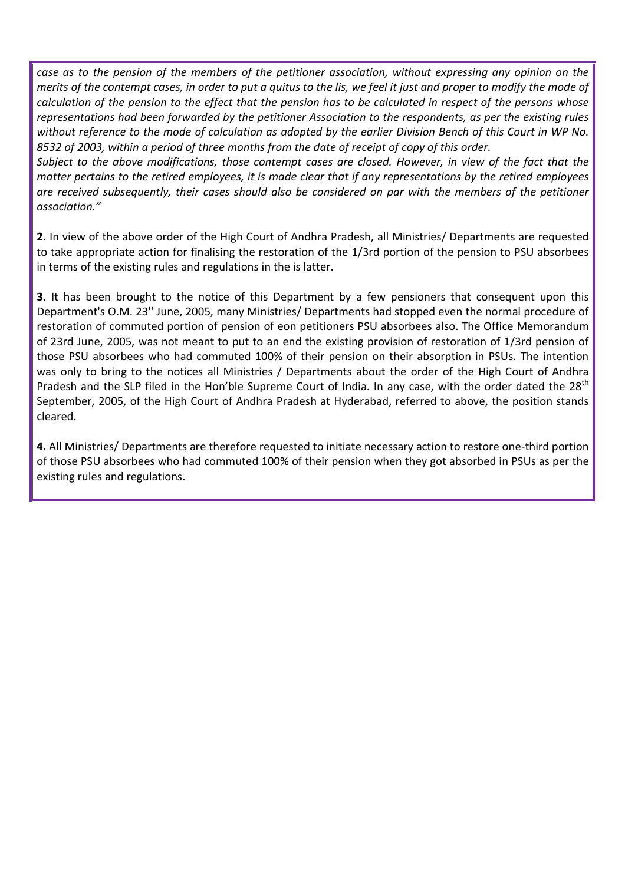*case as to the pension of the members of the petitioner association, without expressing any opinion on the merits of the contempt cases, in order to put a quitus to the lis, we feel it just and proper to modify the mode of calculation of the pension to the effect that the pension has to be calculated in respect of the persons whose representations had been forwarded by the petitioner Association to the respondents, as per the existing rules without reference to the mode of calculation as adopted by the earlier Division Bench of this Court in WP No. 8532 of 2003, within a period of three months from the date of receipt of copy of this order.*

*Subject to the above modifications, those contempt cases are closed. However, in view of the fact that the matter pertains to the retired employees, it is made clear that if any representations by the retired employees are received subsequently, their cases should also be considered on par with the members of the petitioner association."*

**2.** In view of the above order of the High Court of Andhra Pradesh, all Ministries/ Departments are requested to take appropriate action for finalising the restoration of the 1/3rd portion of the pension to PSU absorbees in terms of the existing rules and regulations in the is latter.

**3.** It has been brought to the notice of this Department by a few pensioners that consequent upon this Department's O.M. 23'' June, 2005, many Ministries/ Departments had stopped even the normal procedure of restoration of commuted portion of pension of eon petitioners PSU absorbees also. The Office Memorandum of 23rd June, 2005, was not meant to put to an end the existing provision of restoration of 1/3rd pension of those PSU absorbees who had commuted 100% of their pension on their absorption in PSUs. The intention was only to bring to the notices all Ministries / Departments about the order of the High Court of Andhra Pradesh and the SLP filed in the Hon'ble Supreme Court of India. In any case, with the order dated the 28th September, 2005, of the High Court of Andhra Pradesh at Hyderabad, referred to above, the position stands cleared.

**4.** All Ministries/ Departments are therefore requested to initiate necessary action to restore one-third portion of those PSU absorbees who had commuted 100% of their pension when they got absorbed in PSUs as per the existing rules and regulations.